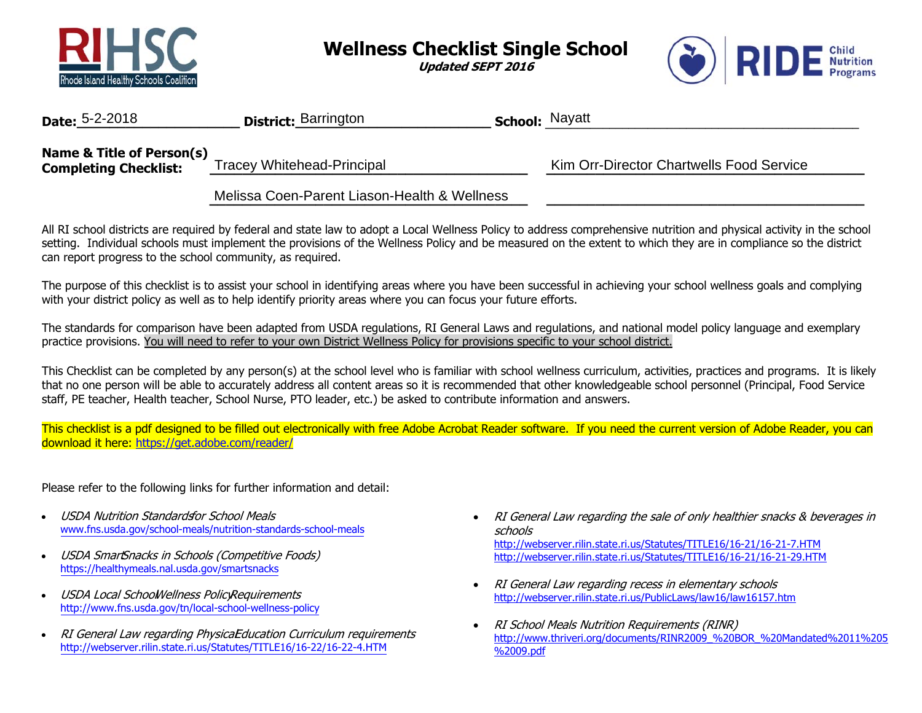# Wellness Checklist Single School

***Updated SEPT 2016***

**Date:** 5-2-2018 **District:** Barrington **School:** Nayatt

**Name & Title of Person(s) Completing Checklist:**

Tracey Whitehead-Principal

Kim Orr-Director Chartwells Food Service

Melissa Coen-Parent Liason-Health & Wellness

All RI school districts are required by federal and state law to adopt a Local Wellness Policy to address comprehensive nutrition and physical activity in the school setting. Individual schools must implement the provisions of the Wellness Policy and be measured on the extent to which they are in compliance so the district can report progress to the school community, as required.

The purpose of this checklist is to assist your school in identifying areas where you have been successful in achieving your school wellness goals and complying with your district policy as well as to help identify priority areas where you can focus your future efforts.

The standards for comparison have been adapted from USDA regulations, RI General Laws and regulations, and national model policy language and exemplary practice provisions. You will need to refer to your own District Wellness Policy for provisions specific to your school district.

This Checklist can be completed by any person(s) at the school level who is familiar with school wellness curriculum, activities, practices and programs. It is likely that no one person will be able to accurately address all content areas so it is recommended that other knowledgeable school personnel (Principal, Food Service staff, PE teacher, Health teacher, School Nurse, PTO leader, etc.) be asked to contribute information and answers.

This checklist is a pdf designed to be filled out electronically with free Adobe Acrobat Reader software. If you need the current version of Adobe Reader, you can download it here: https://get.adobe.com/reader/

Please refer to the following links for further information and detail:

- *USDA Nutrition Standards for School Meals*
  www.fns.usda.gov/school-meals/nutrition-standards-school-meals
- *USDA Smart Snacks in Schools (Competitive Foods)*
  https://healthymeals.nal.usda.gov/smartsnacks
- *USDA Local School Wellness Policy Requirements*
  http://www.fns.usda.gov/tn/local-school-wellness-policy
- *RI General Law regarding Physical Education Curriculum requirements*
  http://webserver.rilin.state.ri.us/Statutes/TITLE16/16-22/16-22-4.HTM
- *RI General Law regarding the sale of only healthier snacks & beverages in schools*
  http://webserver.rilin.state.ri.us/Statutes/TITLE16/16-21/16-21-7.HTM
  http://webserver.rilin.state.ri.us/Statutes/TITLE16/16-21/16-21-29.HTM
- *RI General Law regarding recess in elementary schools*
  http://webserver.rilin.state.ri.us/PublicLaws/law16/law16157.htm
- *RI School Meals Nutrition Requirements (RINR)*
  http://www.thriveri.org/documents/RINR2009_%20BOR_%20Mandated%2011%205%2009.pdf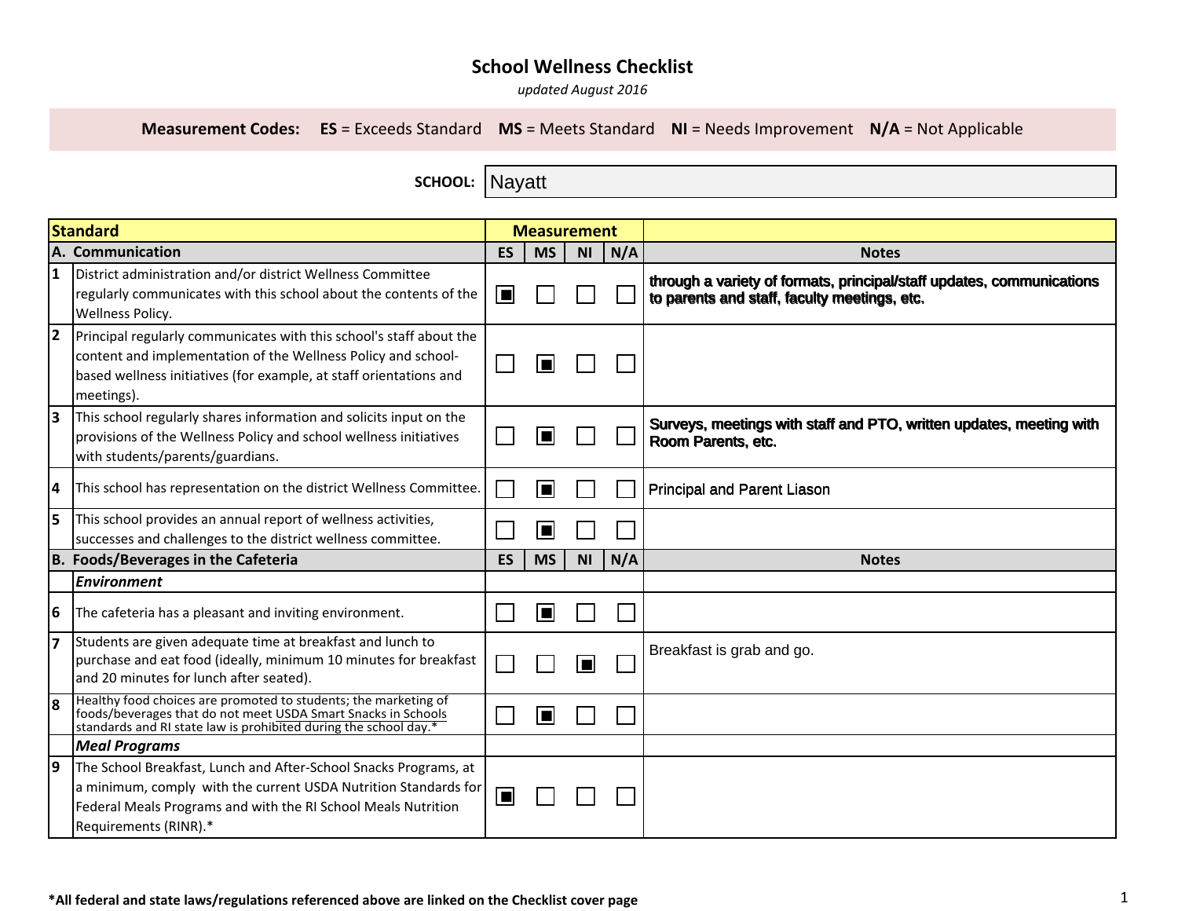# School Wellness Checklist

*updated August 2016*

**Measurement Codes:** **ES** = Exceeds Standard **MS** = Meets Standard **NI** = Needs Improvement **N/A** = Not Applicable

**SCHOOL:** Nayatt

| | **Standard** | **Measurement** | | | | |
|---|---|---|---|---|---|---|
| **A.** | **Communication** | **ES** | **MS** | **NI** | **N/A** | **Notes** |
| 1 | District administration and/or district Wellness Committee regularly communicates with this school about the contents of the Wellness Policy. | ■ | ☐ | ☐ | ☐ | **through a variety of formats, principal/staff updates, communications to parents and staff, faculty meetings, etc.** |
| 2 | Principal regularly communicates with this school's staff about the content and implementation of the Wellness Policy and school-based wellness initiatives (for example, at staff orientations and meetings). | ☐ | ■ | ☐ | ☐ | |
| 3 | This school regularly shares information and solicits input on the provisions of the Wellness Policy and school wellness initiatives with students/parents/guardians. | ☐ | ■ | ☐ | ☐ | **Surveys, meetings with staff and PTO, written updates, meeting with Room Parents, etc.** |
| 4 | This school has representation on the district Wellness Committee. | ☐ | ■ | ☐ | ☐ | Principal and Parent Liason |
| 5 | This school provides an annual report of wellness activities, successes and challenges to the district wellness committee. | ☐ | ■ | ☐ | ☐ | |
| **B.** | **Foods/Beverages in the Cafeteria** | **ES** | **MS** | **NI** | **N/A** | **Notes** |
| | ***Environment*** | | | | | |
| 6 | The cafeteria has a pleasant and inviting environment. | ☐ | ■ | ☐ | ☐ | |
| 7 | Students are given adequate time at breakfast and lunch to purchase and eat food (ideally, minimum 10 minutes for breakfast and 20 minutes for lunch after seated). | ☐ | ☐ | ■ | ☐ | Breakfast is grab and go. |
| 8 | Healthy food choices are promoted to students; the marketing of foods/beverages that do not meet USDA Smart Snacks in Schools standards and RI state law is prohibited during the school day.* | ☐ | ■ | ☐ | ☐ | |
| | ***Meal Programs*** | | | | | |
| 9 | The School Breakfast, Lunch and After-School Snacks Programs, at a minimum, comply with the current USDA Nutrition Standards for Federal Meals Programs and with the RI School Meals Nutrition Requirements (RINR).* | ■ | ☐ | ☐ | ☐ | |

**\*All federal and state laws/regulations referenced above are linked on the Checklist cover page**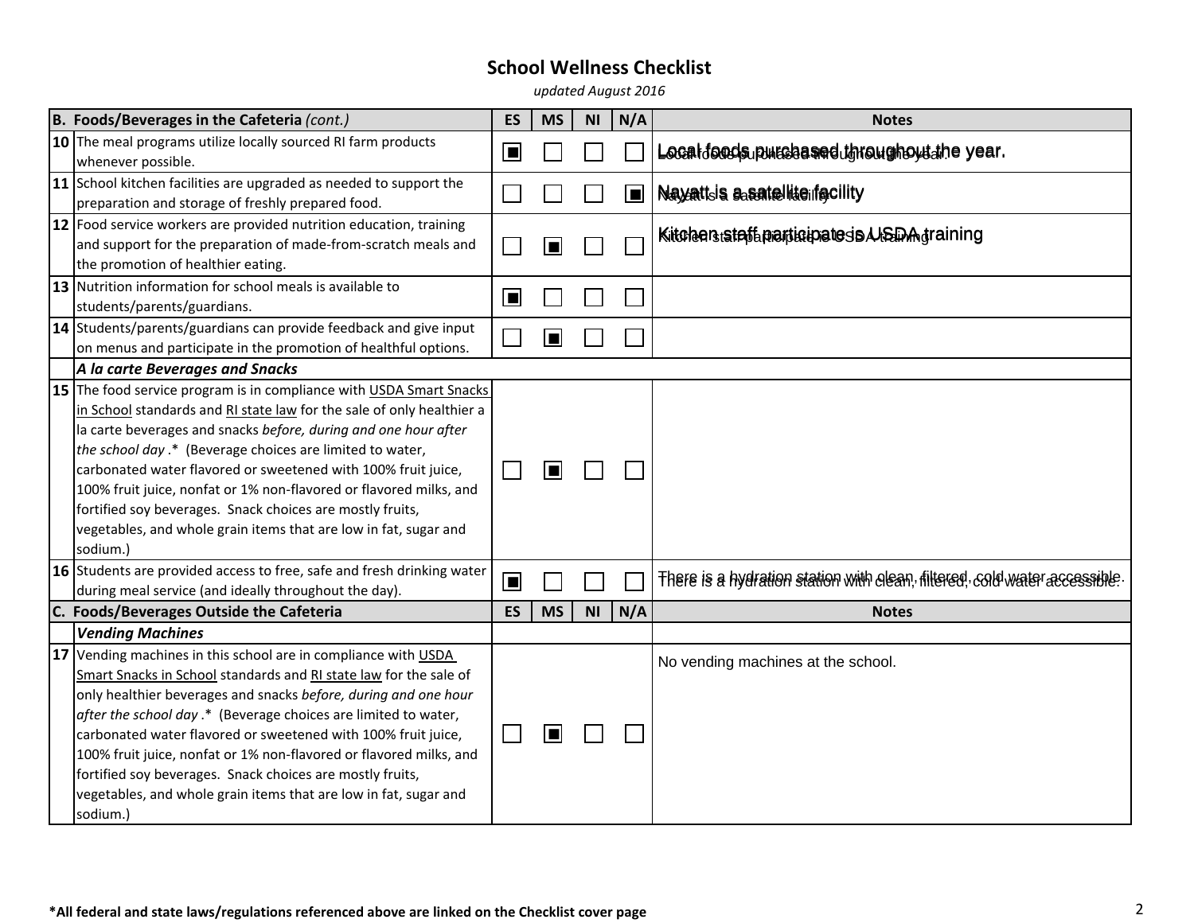# School Wellness Checklist

*updated August 2016*

| | B. Foods/Beverages in the Cafeteria *(cont.)* | ES | MS | NI | N/A | Notes |
|---|---|---|---|---|---|---|
| 10 | The meal programs utilize locally sourced RI farm products whenever possible. | ■ | | | | Local foods purchased throughout the year. |
| 11 | School kitchen facilities are upgraded as needed to support the preparation and storage of freshly prepared food. | | | | ■ | Nayatt is a satellite facility |
| 12 | Food service workers are provided nutrition education, training and support for the preparation of made-from-scratch meals and the promotion of healthier eating. | | ■ | | | Kitchen staff participate is USDA training |
| 13 | Nutrition information for school meals is available to students/parents/guardians. | ■ | | | | |
| 14 | Students/parents/guardians can provide feedback and give input on menus and participate in the promotion of healthful options. | | ■ | | | |
| | ***A la carte Beverages and Snacks*** | | | | | |
| 15 | The food service program is in compliance with USDA Smart Snacks in School standards and RI state law for the sale of only healthier a la carte beverages and snacks *before, during and one hour after the school day* .* (Beverage choices are limited to water, carbonated water flavored or sweetened with 100% fruit juice, 100% fruit juice, nonfat or 1% non-flavored or flavored milks, and fortified soy beverages. Snack choices are mostly fruits, vegetables, and whole grain items that are low in fat, sugar and sodium.) | | ■ | | | |
| 16 | Students are provided access to free, safe and fresh drinking water during meal service (and ideally throughout the day). | ■ | | | | There is a hydration station with clean, filtered, cold water accessible. |
| | **C. Foods/Beverages Outside the Cafeteria** | **ES** | **MS** | **NI** | **N/A** | **Notes** |
| | ***Vending Machines*** | | | | | |
| 17 | Vending machines in this school are in compliance with USDA Smart Snacks in School standards and RI state law for the sale of only healthier beverages and snacks *before, during and one hour after the school day* .* (Beverage choices are limited to water, carbonated water flavored or sweetened with 100% fruit juice, 100% fruit juice, nonfat or 1% non-flavored or flavored milks, and fortified soy beverages. Snack choices are mostly fruits, vegetables, and whole grain items that are low in fat, sugar and sodium.) | | ■ | | | No vending machines at the school. |

**\*All federal and state laws/regulations referenced above are linked on the Checklist cover page**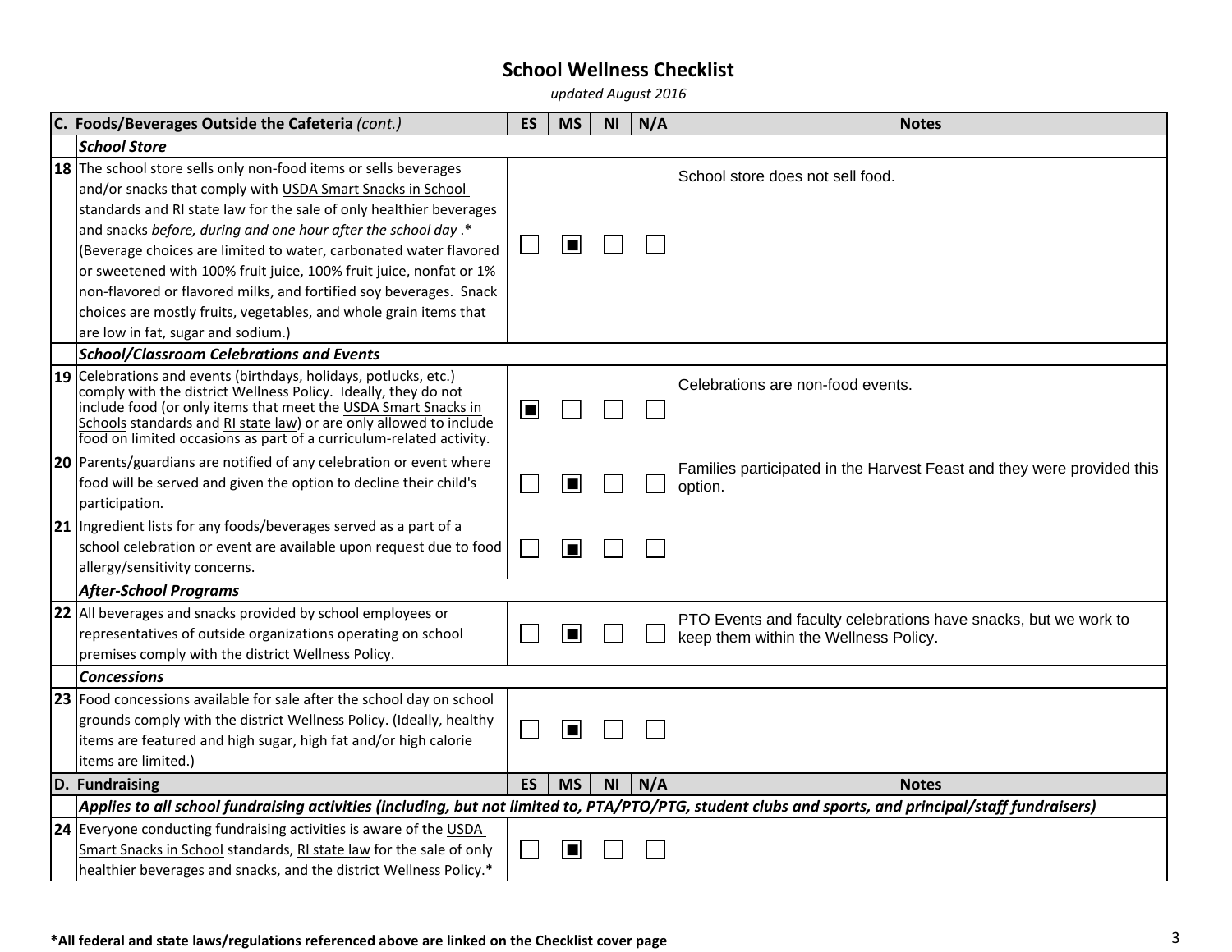# School Wellness Checklist

*updated August 2016*

| C. Foods/Beverages Outside the Cafeteria *(cont.)* | | ES | MS | NI | N/A | Notes |
|---|---|---|---|---|---|---|
| | ***School Store*** | | | | | |
| 18 | The school store sells only non-food items or sells beverages and/or snacks that comply with USDA Smart Snacks in School standards and RI state law for the sale of only healthier beverages and snacks *before, during and one hour after the school day*.* (Beverage choices are limited to water, carbonated water flavored or sweetened with 100% fruit juice, 100% fruit juice, nonfat or 1% non-flavored or flavored milks, and fortified soy beverages. Snack choices are mostly fruits, vegetables, and whole grain items that are low in fat, sugar and sodium.) | ☐ | ☒ | ☐ | ☐ | School store does not sell food. |
| | ***School/Classroom Celebrations and Events*** | | | | | |
| 19 | Celebrations and events (birthdays, holidays, potlucks, etc.) comply with the district Wellness Policy. Ideally, they do not include food (or only items that meet the USDA Smart Snacks in Schools standards and RI state law) or are only allowed to include food on limited occasions as part of a curriculum-related activity. | ☒ | ☐ | ☐ | ☐ | Celebrations are non-food events. |
| 20 | Parents/guardians are notified of any celebration or event where food will be served and given the option to decline their child's participation. | ☐ | ☒ | ☐ | ☐ | Families participated in the Harvest Feast and they were provided this option. |
| 21 | Ingredient lists for any foods/beverages served as a part of a school celebration or event are available upon request due to food allergy/sensitivity concerns. | ☐ | ☒ | ☐ | ☐ | |
| | ***After-School Programs*** | | | | | |
| 22 | All beverages and snacks provided by school employees or representatives of outside organizations operating on school premises comply with the district Wellness Policy. | ☐ | ☒ | ☐ | ☐ | PTO Events and faculty celebrations have snacks, but we work to keep them within the Wellness Policy. |
| | ***Concessions*** | | | | | |
| 23 | Food concessions available for sale after the school day on school grounds comply with the district Wellness Policy. (Ideally, healthy items are featured and high sugar, high fat and/or high calorie items are limited.) | ☐ | ☒ | ☐ | ☐ | |
| **D. Fundraising** | | **ES** | **MS** | **NI** | **N/A** | **Notes** |
| | ***Applies to all school fundraising activities (including, but not limited to, PTA/PTO/PTG, student clubs and sports, and principal/staff fundraisers)*** | | | | | |
| 24 | Everyone conducting fundraising activities is aware of the USDA Smart Snacks in School standards, RI state law for the sale of only healthier beverages and snacks, and the district Wellness Policy.* | ☐ | ☒ | ☐ | ☐ | |

**\*All federal and state laws/regulations referenced above are linked on the Checklist cover page**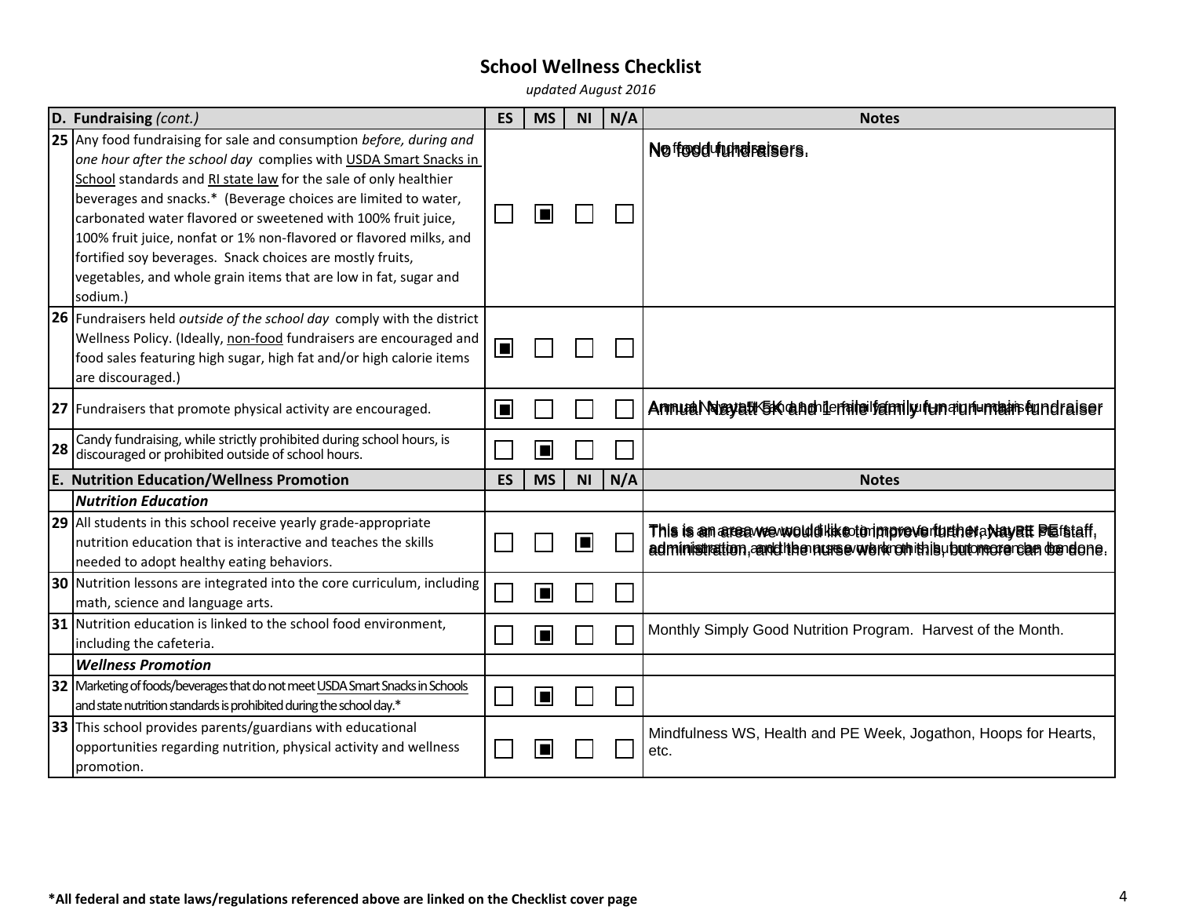# School Wellness Checklist

*updated August 2016*

| | D. Fundraising *(cont.)* | ES | MS | NI | N/A | Notes |
|---|---|---|---|---|---|---|
| 25 | Any food fundraising for sale and consumption *before, during and one hour after the school day* complies with USDA Smart Snacks in School standards and RI state law for the sale of only healthier beverages and snacks.* (Beverage choices are limited to water, carbonated water flavored or sweetened with 100% fruit juice, 100% fruit juice, nonfat or 1% non-flavored or flavored milks, and fortified soy beverages. Snack choices are mostly fruits, vegetables, and whole grain items that are low in fat, sugar and sodium.) | ☐ | ■ | ☐ | ☐ | No food fundraisers. |
| 26 | Fundraisers held *outside of the school day* comply with the district Wellness Policy. (Ideally, non-food fundraisers are encouraged and food sales featuring high sugar, high fat and/or high calorie items are discouraged.) | ■ | ☐ | ☐ | ☐ | |
| 27 | Fundraisers that promote physical activity are encouraged. | ■ | ☐ | ☐ | ☐ | Annual Nayatt 5K and 1-mile family fun run-main fundraiser |
| 28 | Candy fundraising, while strictly prohibited during school hours, is discouraged or prohibited outside of school hours. | ☐ | ■ | ☐ | ☐ | |
| | **E. Nutrition Education/Wellness Promotion** | **ES** | **MS** | **NI** | **N/A** | **Notes** |
| | ***Nutrition Education*** | | | | | |
| 29 | All students in this school receive yearly grade-appropriate nutrition education that is interactive and teaches the skills needed to adopt healthy eating behaviors. | ☐ | ☐ | ■ | ☐ | This is an area we would like to improve further. Nayatt PE staff, administration, and the nurse work on this, but more can be done. |
| 30 | Nutrition lessons are integrated into the core curriculum, including math, science and language arts. | ☐ | ■ | ☐ | ☐ | |
| 31 | Nutrition education is linked to the school food environment, including the cafeteria. | ☐ | ■ | ☐ | ☐ | Monthly Simply Good Nutrition Program. Harvest of the Month. |
| | ***Wellness Promotion*** | | | | | |
| 32 | Marketing of foods/beverages that do not meet USDA Smart Snacks in Schools and state nutrition standards is prohibited during the school day.* | ☐ | ■ | ☐ | ☐ | |
| 33 | This school provides parents/guardians with educational opportunities regarding nutrition, physical activity and wellness promotion. | ☐ | ■ | ☐ | ☐ | Mindfulness WS, Health and PE Week, Jogathon, Hoops for Hearts, etc. |

**\*All federal and state laws/regulations referenced above are linked on the Checklist cover page**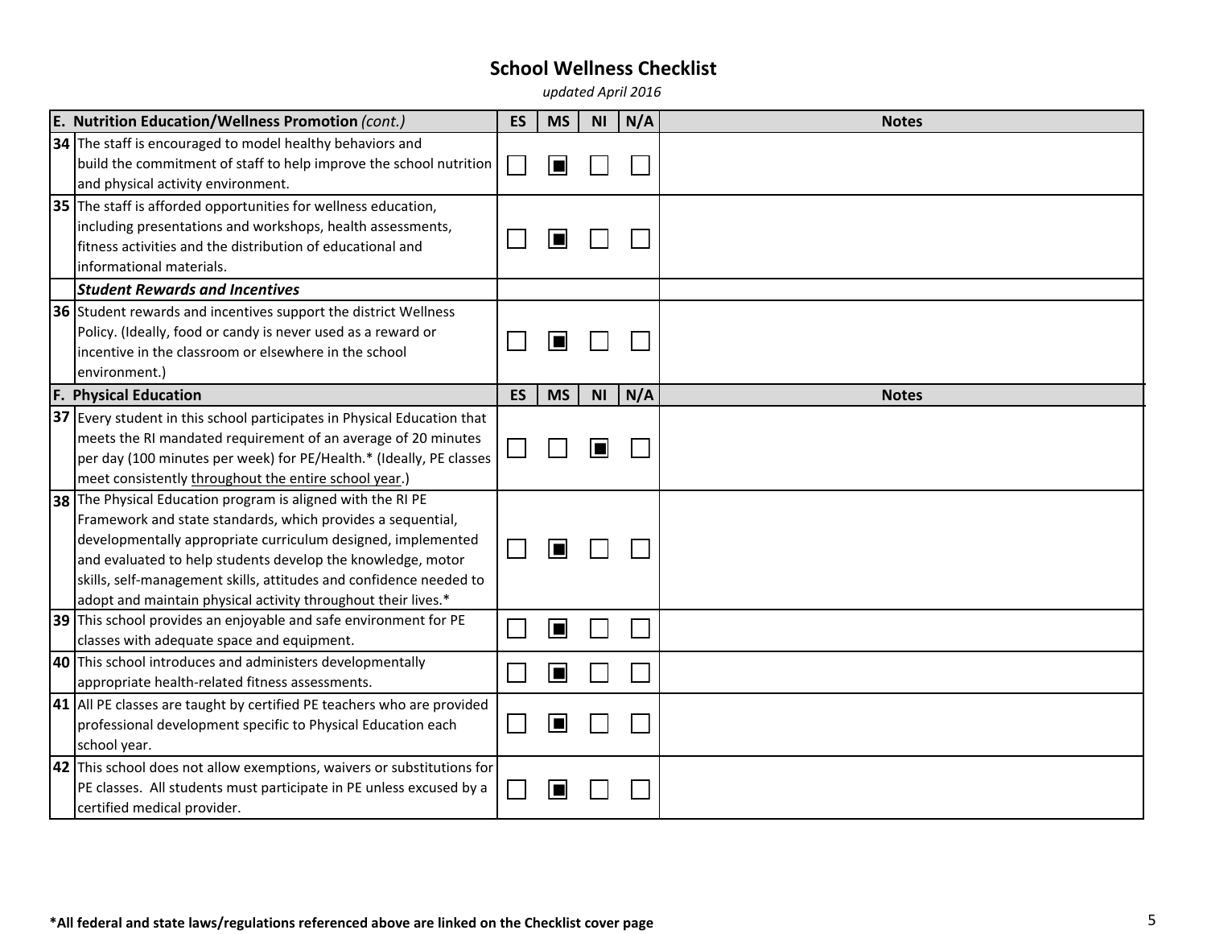# School Wellness Checklist

*updated April 2016*

| | **E. Nutrition Education/Wellness Promotion** *(cont.)* | **ES** | **MS** | **NI** | **N/A** | **Notes** |
|---|---|---|---|---|---|---|
| **34** | The staff is encouraged to model healthy behaviors and build the commitment of staff to help improve the school nutrition and physical activity environment. | ☐ | ■ | ☐ | ☐ | |
| **35** | The staff is afforded opportunities for wellness education, including presentations and workshops, health assessments, fitness activities and the distribution of educational and informational materials. | ☐ | ■ | ☐ | ☐ | |
| | ***Student Rewards and Incentives*** | | | | | |
| **36** | Student rewards and incentives support the district Wellness Policy. (Ideally, food or candy is never used as a reward or incentive in the classroom or elsewhere in the school environment.) | ☐ | ■ | ☐ | ☐ | |
| | **F. Physical Education** | **ES** | **MS** | **NI** | **N/A** | **Notes** |
| **37** | Every student in this school participates in Physical Education that meets the RI mandated requirement of an average of 20 minutes per day (100 minutes per week) for PE/Health.* (Ideally, PE classes meet consistently <u>throughout the entire school year</u>.) | ☐ | ☐ | ■ | ☐ | |
| **38** | The Physical Education program is aligned with the RI PE Framework and state standards, which provides a sequential, developmentally appropriate curriculum designed, implemented and evaluated to help students develop the knowledge, motor skills, self-management skills, attitudes and confidence needed to adopt and maintain physical activity throughout their lives.* | ☐ | ■ | ☐ | ☐ | |
| **39** | This school provides an enjoyable and safe environment for PE classes with adequate space and equipment. | ☐ | ■ | ☐ | ☐ | |
| **40** | This school introduces and administers developmentally appropriate health-related fitness assessments. | ☐ | ■ | ☐ | ☐ | |
| **41** | All PE classes are taught by certified PE teachers who are provided professional development specific to Physical Education each school year. | ☐ | ■ | ☐ | ☐ | |
| **42** | This school does not allow exemptions, waivers or substitutions for PE classes. All students must participate in PE unless excused by a certified medical provider. | ☐ | ■ | ☐ | ☐ | |

**\*All federal and state laws/regulations referenced above are linked on the Checklist cover page**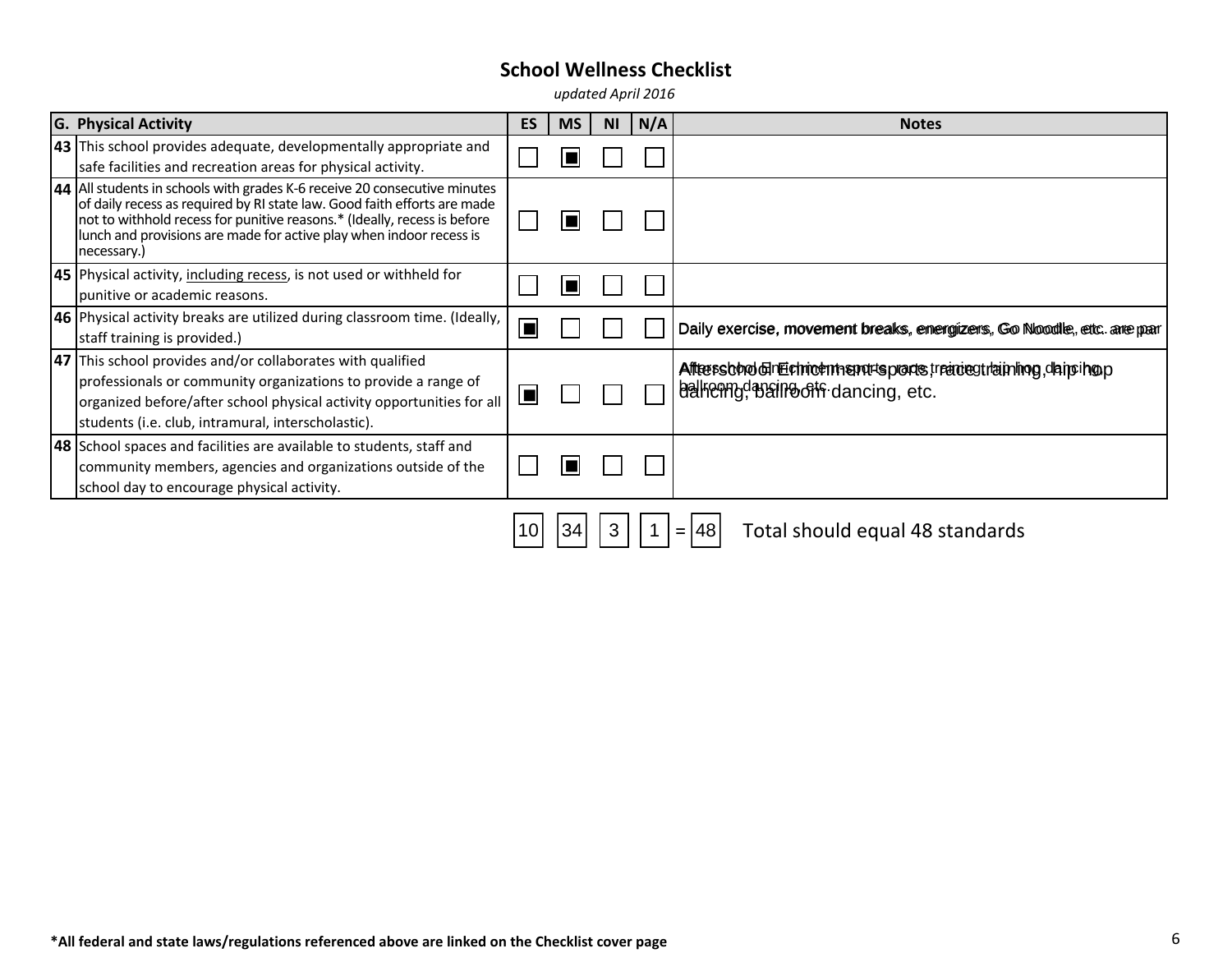## School Wellness Checklist

*updated April 2016*

| | G. Physical Activity | ES | MS | NI | N/A | Notes |
|---|---|---|---|---|---|---|
| 43 | This school provides adequate, developmentally appropriate and safe facilities and recreation areas for physical activity. | ☐ | ■ | ☐ | ☐ | |
| 44 | All students in schools with grades K-6 receive 20 consecutive minutes of daily recess as required by RI state law. Good faith efforts are made not to withhold recess for punitive reasons.* (Ideally, recess is before lunch and provisions are made for active play when indoor recess is necessary.) | ☐ | ■ | ☐ | ☐ | |
| 45 | Physical activity, <u>including recess</u>, is not used or withheld for punitive or academic reasons. | ☐ | ■ | ☐ | ☐ | |
| 46 | Physical activity breaks are utilized during classroom time. (Ideally, staff training is provided.) | ■ | ☐ | ☐ | ☐ | Daily exercise, movement breaks, energizers, Go Noodle, etc. are par |
| 47 | This school provides and/or collaborates with qualified professionals or community organizations to provide a range of organized before/after school physical activity opportunities for all students (i.e. club, intramural, interscholastic). | ■ | ☐ | ☐ | ☐ | Afterschool Enrichment-sports, race training, hip hop dancing, ballroom dancing, etc. |
| 48 | School spaces and facilities are available to students, staff and community members, agencies and organizations outside of the school day to encourage physical activity. | ☐ | ■ | ☐ | ☐ | |

| ES | MS | NI | N/A | | Total |
|---|---|---|---|---|---|
| 10 | 34 | 3 | 1 | = | 48 |

Total should equal 48 standards

**\*All federal and state laws/regulations referenced above are linked on the Checklist cover page**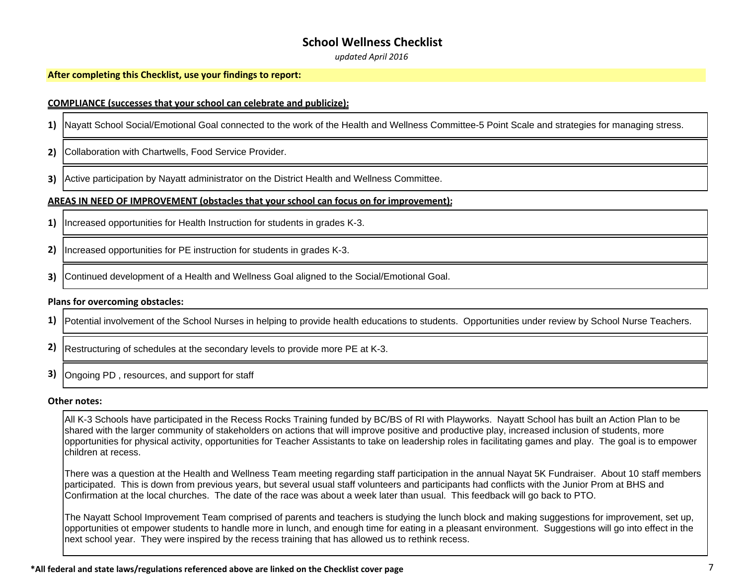# School Wellness Checklist

*updated April 2016*

**After completing this Checklist, use your findings to report:**

**COMPLIANCE (successes that your school can celebrate and publicize):**

1) Nayatt School Social/Emotional Goal connected to the work of the Health and Wellness Committee-5 Point Scale and strategies for managing stress.

2) Collaboration with Chartwells, Food Service Provider.

3) Active participation by Nayatt administrator on the District Health and Wellness Committee.

**AREAS IN NEED OF IMPROVEMENT (obstacles that your school can focus on for improvement):**

1) Increased opportunities for Health Instruction for students in grades K-3.

2) Increased opportunities for PE instruction for students in grades K-3.

3) Continued development of a Health and Wellness Goal aligned to the Social/Emotional Goal.

**Plans for overcoming obstacles:**

1) Potential involvement of the School Nurses in helping to provide health educations to students. Opportunities under review by School Nurse Teachers.

2) Restructuring of schedules at the secondary levels to provide more PE at K-3.

3) Ongoing PD , resources, and support for staff

**Other notes:**

All K-3 Schools have participated in the Recess Rocks Training funded by BC/BS of RI with Playworks. Nayatt School has built an Action Plan to be shared with the larger community of stakeholders on actions that will improve positive and productive play, increased inclusion of students, more opportunities for physical activity, opportunities for Teacher Assistants to take on leadership roles in facilitating games and play. The goal is to empower children at recess.

There was a question at the Health and Wellness Team meeting regarding staff participation in the annual Nayat 5K Fundraiser. About 10 staff members participated. This is down from previous years, but several usual staff volunteers and participants had conflicts with the Junior Prom at BHS and Confirmation at the local churches. The date of the race was about a week later than usual. This feedback will go back to PTO.

The Nayatt School Improvement Team comprised of parents and teachers is studying the lunch block and making suggestions for improvement, set up, opportunities ot empower students to handle more in lunch, and enough time for eating in a pleasant environment. Suggestions will go into effect in the next school year. They were inspired by the recess training that has allowed us to rethink recess.

**\*All federal and state laws/regulations referenced above are linked on the Checklist cover page**